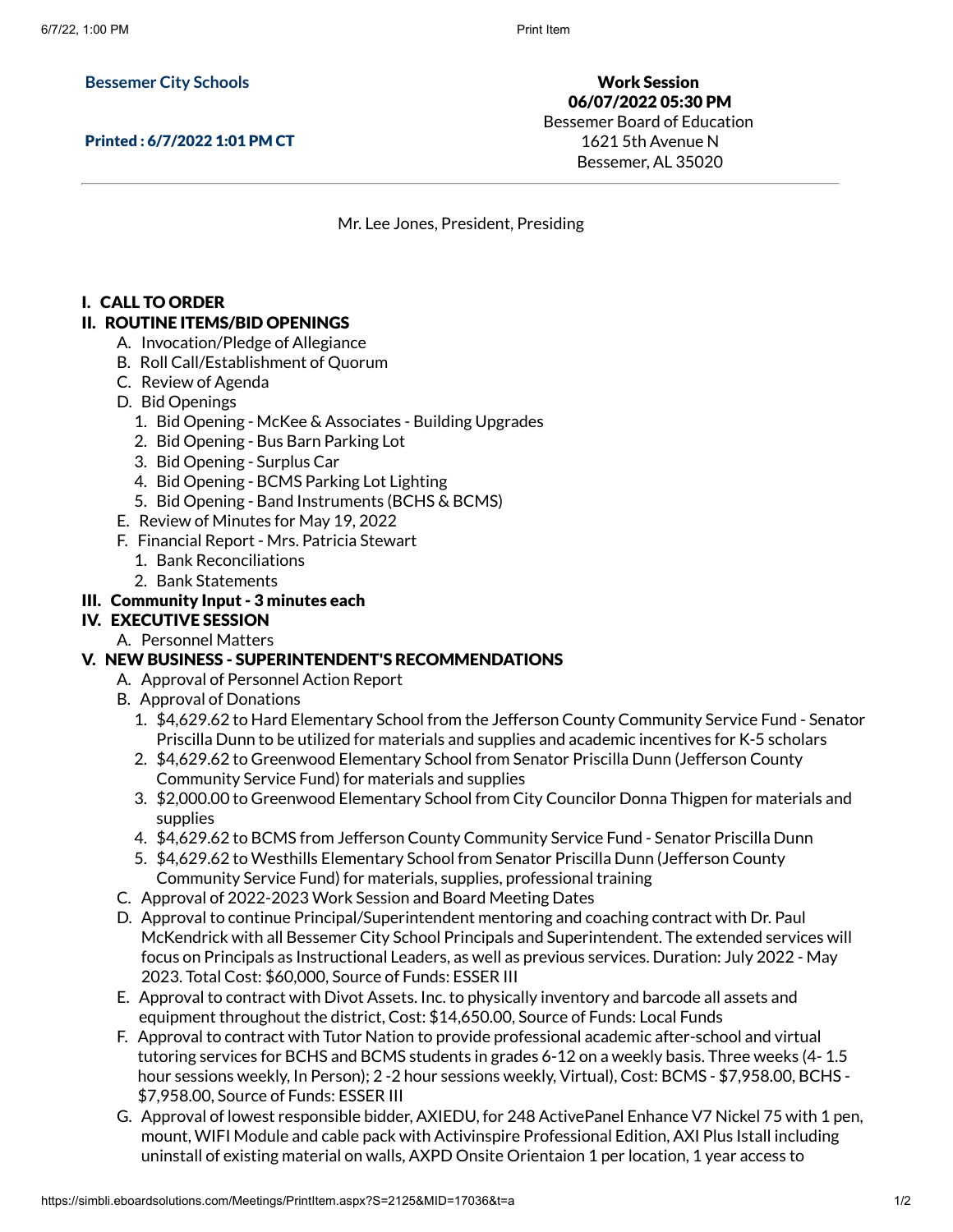**Bessemer City Schools**

**Printed : 6/7/2022 1:01 PM CT**

**Work Session**
**06/07/2022 05:30 PM**
Bessemer Board of Education
1621 5th Avenue N
Bessemer, AL 35020

---

Mr. Lee Jones, President, Presiding

## I. CALL TO ORDER

## II. ROUTINE ITEMS/BID OPENINGS

- A. Invocation/Pledge of Allegiance
- B. Roll Call/Establishment of Quorum
- C. Review of Agenda
- D. Bid Openings
  1. Bid Opening - McKee & Associates - Building Upgrades
  2. Bid Opening - Bus Barn Parking Lot
  3. Bid Opening - Surplus Car
  4. Bid Opening - BCMS Parking Lot Lighting
  5. Bid Opening - Band Instruments (BCHS & BCMS)
- E. Review of Minutes for May 19, 2022
- F. Financial Report - Mrs. Patricia Stewart
  1. Bank Reconciliations
  2. Bank Statements

## III. Community Input - 3 minutes each

## IV. EXECUTIVE SESSION

- A. Personnel Matters

## V. NEW BUSINESS - SUPERINTENDENT'S RECOMMENDATIONS

- A. Approval of Personnel Action Report
- B. Approval of Donations
  1. $4,629.62 to Hard Elementary School from the Jefferson County Community Service Fund - Senator Priscilla Dunn to be utilized for materials and supplies and academic incentives for K-5 scholars
  2. $4,629.62 to Greenwood Elementary School from Senator Priscilla Dunn (Jefferson County Community Service Fund) for materials and supplies
  3. $2,000.00 to Greenwood Elementary School from City Councilor Donna Thigpen for materials and supplies
  4. $4,629.62 to BCMS from Jefferson County Community Service Fund - Senator Priscilla Dunn
  5. $4,629.62 to Westhills Elementary School from Senator Priscilla Dunn (Jefferson County Community Service Fund) for materials, supplies, professional training
- C. Approval of 2022-2023 Work Session and Board Meeting Dates
- D. Approval to continue Principal/Superintendent mentoring and coaching contract with Dr. Paul McKendrick with all Bessemer City School Principals and Superintendent. The extended services will focus on Principals as Instructional Leaders, as well as previous services. Duration: July 2022 - May 2023. Total Cost: $60,000, Source of Funds: ESSER III
- E. Approval to contract with Divot Assets. Inc. to physically inventory and barcode all assets and equipment throughout the district, Cost: $14,650.00, Source of Funds: Local Funds
- F. Approval to contract with Tutor Nation to provide professional academic after-school and virtual tutoring services for BCHS and BCMS students in grades 6-12 on a weekly basis. Three weeks (4- 1.5 hour sessions weekly, In Person); 2 -2 hour sessions weekly, Virtual), Cost: BCMS - $7,958.00, BCHS - $7,958.00, Source of Funds: ESSER III
- G. Approval of lowest responsible bidder, AXIEDU, for 248 ActivePanel Enhance V7 Nickel 75 with 1 pen, mount, WIFI Module and cable pack with Activinspire Professional Edition, AXI Plus Istall including uninstall of existing material on walls, AXPD Onsite Orientaion 1 per location, 1 year access to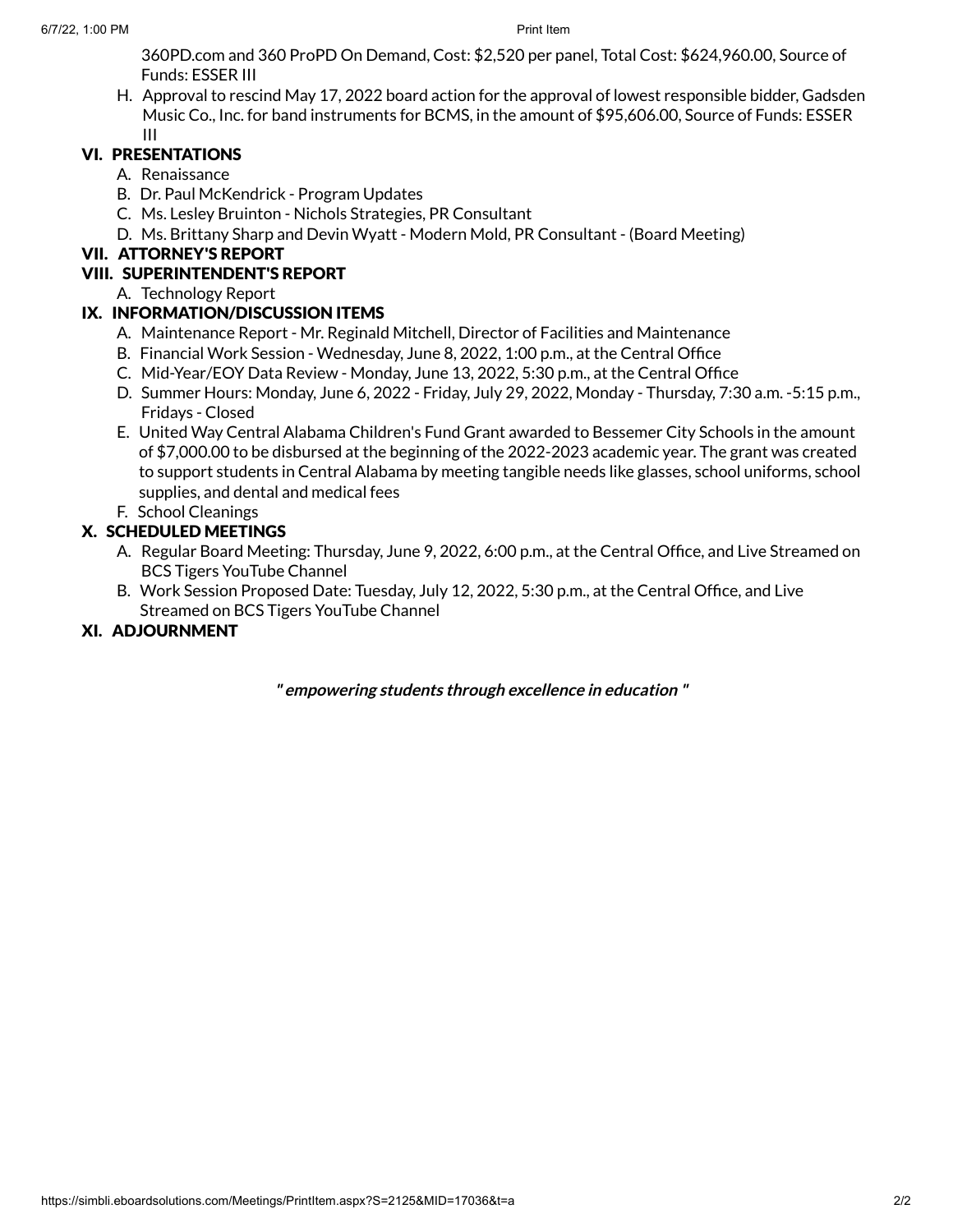360PD.com and 360 ProPD On Demand, Cost: $2,520 per panel, Total Cost: $624,960.00, Source of Funds: ESSER III

H. Approval to rescind May 17, 2022 board action for the approval of lowest responsible bidder, Gadsden Music Co., Inc. for band instruments for BCMS, in the amount of $95,606.00, Source of Funds: ESSER III

## VI. PRESENTATIONS

A. Renaissance
B. Dr. Paul McKendrick - Program Updates
C. Ms. Lesley Bruinton - Nichols Strategies, PR Consultant
D. Ms. Brittany Sharp and Devin Wyatt - Modern Mold, PR Consultant - (Board Meeting)

## VII. ATTORNEY'S REPORT

## VIII. SUPERINTENDENT'S REPORT

A. Technology Report

## IX. INFORMATION/DISCUSSION ITEMS

A. Maintenance Report - Mr. Reginald Mitchell, Director of Facilities and Maintenance
B. Financial Work Session - Wednesday, June 8, 2022, 1:00 p.m., at the Central Office
C. Mid-Year/EOY Data Review - Monday, June 13, 2022, 5:30 p.m., at the Central Office
D. Summer Hours: Monday, June 6, 2022 - Friday, July 29, 2022, Monday - Thursday, 7:30 a.m. -5:15 p.m., Fridays - Closed
E. United Way Central Alabama Children's Fund Grant awarded to Bessemer City Schools in the amount of $7,000.00 to be disbursed at the beginning of the 2022-2023 academic year. The grant was created to support students in Central Alabama by meeting tangible needs like glasses, school uniforms, school supplies, and dental and medical fees
F. School Cleanings

## X. SCHEDULED MEETINGS

A. Regular Board Meeting: Thursday, June 9, 2022, 6:00 p.m., at the Central Office, and Live Streamed on BCS Tigers YouTube Channel
B. Work Session Proposed Date: Tuesday, July 12, 2022, 5:30 p.m., at the Central Office, and Live Streamed on BCS Tigers YouTube Channel

## XI. ADJOURNMENT

***" empowering students through excellence in education "***